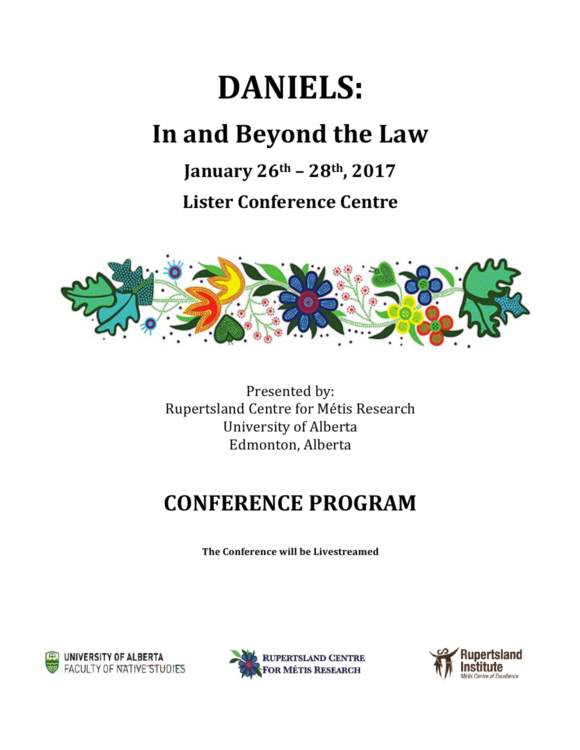# DANIELS:

## In and Beyond the Law

### January 26th – 28th, 2017

### Lister Conference Centre

Presented by:
Rupertsland Centre for Métis Research
University of Alberta
Edmonton, Alberta

## CONFERENCE PROGRAM

**The Conference will be Livestreamed**

UNIVERSITY OF ALBERTA
FACULTY OF NATIVE STUDIES

RUPERTSLAND CENTRE FOR MÉTIS RESEARCH

Rupertsland Institute
Métis Centre of Excellence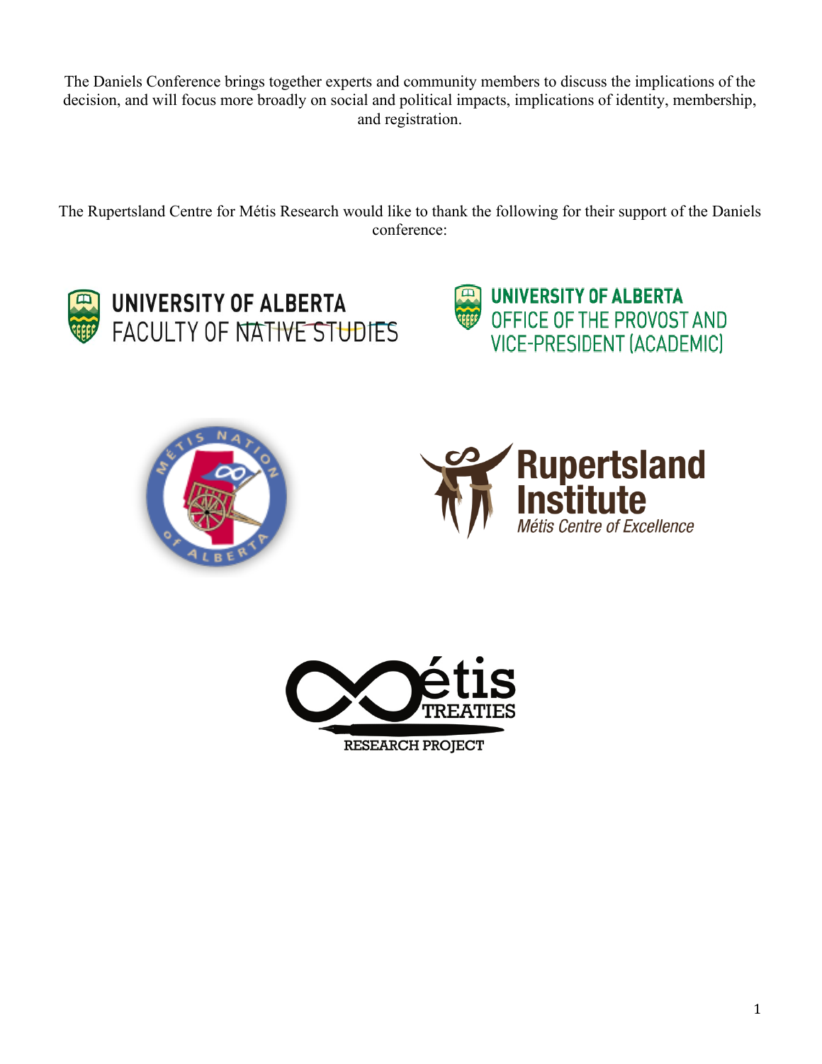The Daniels Conference brings together experts and community members to discuss the implications of the decision, and will focus more broadly on social and political impacts, implications of identity, membership, and registration.

The Rupertsland Centre for Métis Research would like to thank the following for their support of the Daniels conference:

UNIVERSITY OF ALBERTA
FACULTY OF NATIVE STUDIES

UNIVERSITY OF ALBERTA
OFFICE OF THE PROVOST AND VICE-PRESIDENT (ACADEMIC)

MÉTIS NATION of ALBERTA

Rupertsland Institute
*Métis Centre of Excellence*

Métis TREATIES
RESEARCH PROJECT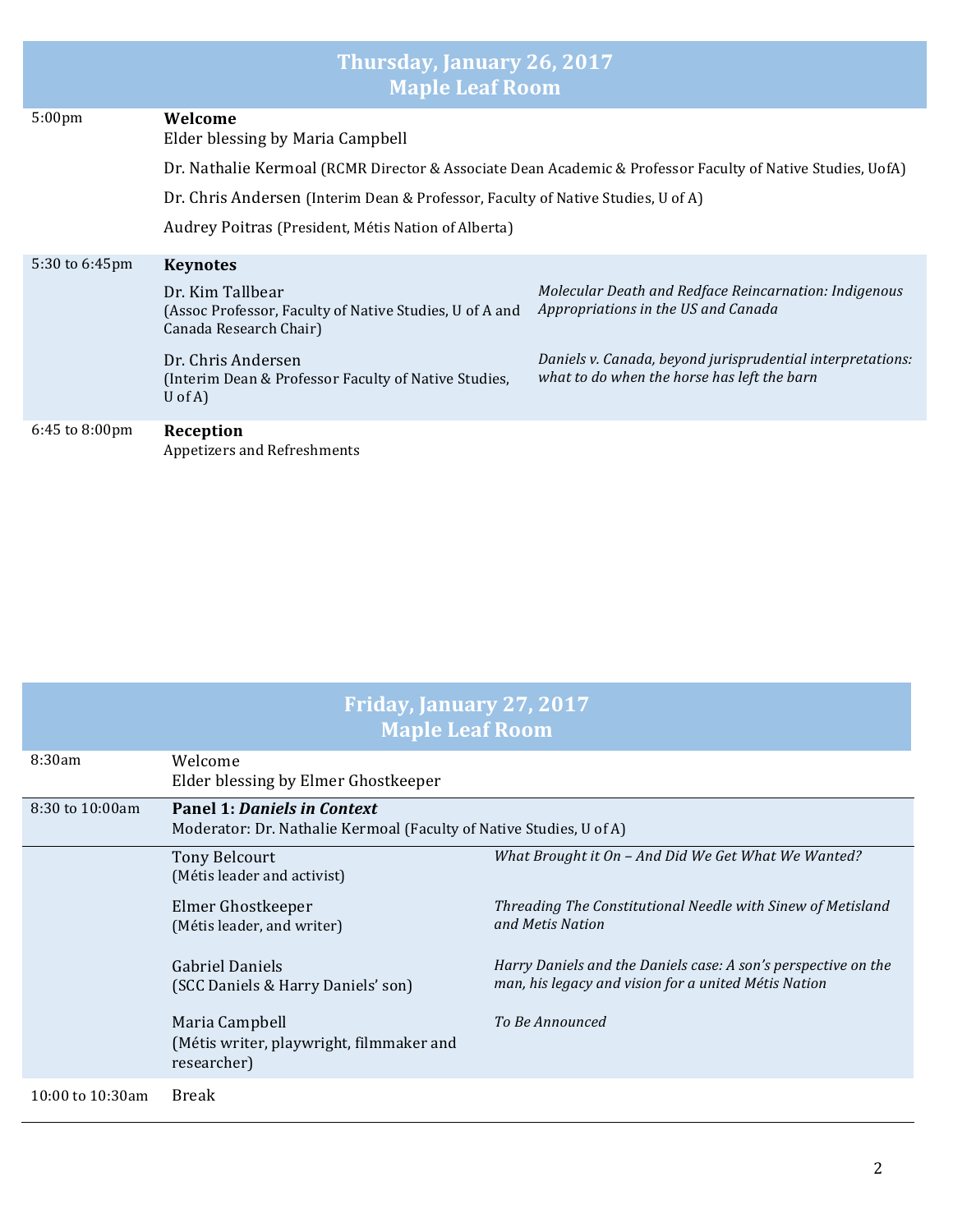## Thursday, January 26, 2017
## Maple Leaf Room

| Time | Session | |
|---|---|---|
| 5:00pm | **Welcome**<br>Elder blessing by Maria Campbell | |
| | Dr. Nathalie Kermoal (RCMR Director & Associate Dean Academic & Professor Faculty of Native Studies, UofA) | |
| | Dr. Chris Andersen (Interim Dean & Professor, Faculty of Native Studies, U of A) | |
| | Audrey Poitras (President, Métis Nation of Alberta) | |
| 5:30 to 6:45pm | **Keynotes** | |
| | Dr. Kim Tallbear<br>(Assoc Professor, Faculty of Native Studies, U of A and Canada Research Chair) | *Molecular Death and Redface Reincarnation: Indigenous Appropriations in the US and Canada* |
| | Dr. Chris Andersen<br>(Interim Dean & Professor Faculty of Native Studies, U of A) | *Daniels v. Canada, beyond jurisprudential interpretations: what to do when the horse has left the barn* |
| 6:45 to 8:00pm | **Reception**<br>Appetizers and Refreshments | |

## Friday, January 27, 2017
## Maple Leaf Room

| Time | Session | |
|---|---|---|
| 8:30am | Welcome<br>Elder blessing by Elmer Ghostkeeper | |
| 8:30 to 10:00am | **Panel 1: *Daniels in Context***<br>Moderator: Dr. Nathalie Kermoal (Faculty of Native Studies, U of A) | |
| | Tony Belcourt<br>(Métis leader and activist) | *What Brought it On – And Did We Get What We Wanted?* |
| | Elmer Ghostkeeper<br>(Métis leader, and writer) | *Threading The Constitutional Needle with Sinew of Metisland and Metis Nation* |
| | Gabriel Daniels<br>(SCC Daniels & Harry Daniels' son) | *Harry Daniels and the Daniels case: A son's perspective on the man, his legacy and vision for a united Métis Nation* |
| | Maria Campbell<br>(Métis writer, playwright, filmmaker and researcher) | *To Be Announced* |
| 10:00 to 10:30am | Break | |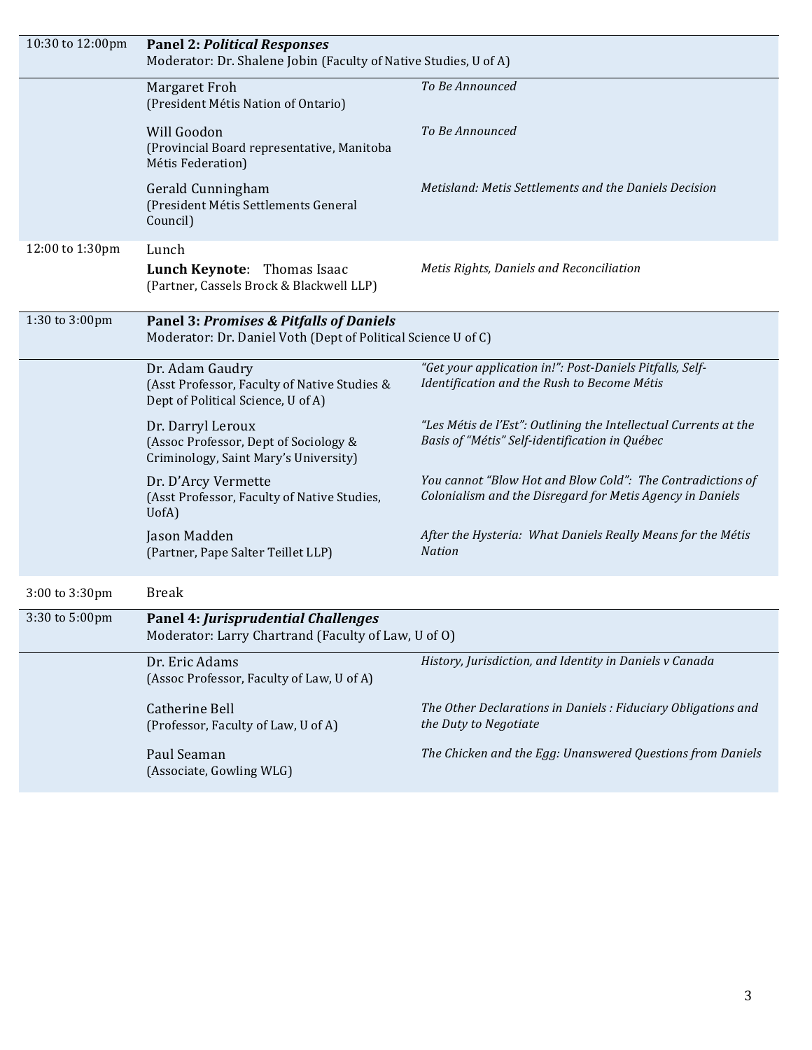| Time | Session / Speaker | Title |
|---|---|---|
| 10:30 to 12:00pm | **Panel 2: *Political Responses***<br>Moderator: Dr. Shalene Jobin (Faculty of Native Studies, U of A) | |
| | Margaret Froh<br>(President Métis Nation of Ontario) | *To Be Announced* |
| | Will Goodon<br>(Provincial Board representative, Manitoba Métis Federation) | *To Be Announced* |
| | Gerald Cunningham<br>(President Métis Settlements General Council) | *Metisland: Metis Settlements and the Daniels Decision* |
| 12:00 to 1:30pm | Lunch<br>**Lunch Keynote**: Thomas Isaac<br>(Partner, Cassels Brock & Blackwell LLP) | *Metis Rights, Daniels and Reconciliation* |
| 1:30 to 3:00pm | **Panel 3: *Promises & Pitfalls of Daniels***<br>Moderator: Dr. Daniel Voth (Dept of Political Science U of C) | |
| | Dr. Adam Gaudry<br>(Asst Professor, Faculty of Native Studies & Dept of Political Science, U of A) | *"Get your application in!": Post-Daniels Pitfalls, Self-Identification and the Rush to Become Métis* |
| | Dr. Darryl Leroux<br>(Assoc Professor, Dept of Sociology & Criminology, Saint Mary's University) | *"Les Métis de l'Est": Outlining the Intellectual Currents at the Basis of "Métis" Self-identification in Québec* |
| | Dr. D'Arcy Vermette<br>(Asst Professor, Faculty of Native Studies, UofA) | *You cannot "Blow Hot and Blow Cold": The Contradictions of Colonialism and the Disregard for Metis Agency in Daniels* |
| | Jason Madden<br>(Partner, Pape Salter Teillet LLP) | *After the Hysteria: What Daniels Really Means for the Métis Nation* |
| 3:00 to 3:30pm | Break | |
| 3:30 to 5:00pm | **Panel 4: *Jurisprudential Challenges***<br>Moderator: Larry Chartrand (Faculty of Law, U of O) | |
| | Dr. Eric Adams<br>(Assoc Professor, Faculty of Law, U of A) | *History, Jurisdiction, and Identity in Daniels v Canada* |
| | Catherine Bell<br>(Professor, Faculty of Law, U of A) | *The Other Declarations in Daniels : Fiduciary Obligations and the Duty to Negotiate* |
| | Paul Seaman<br>(Associate, Gowling WLG) | *The Chicken and the Egg: Unanswered Questions from Daniels* |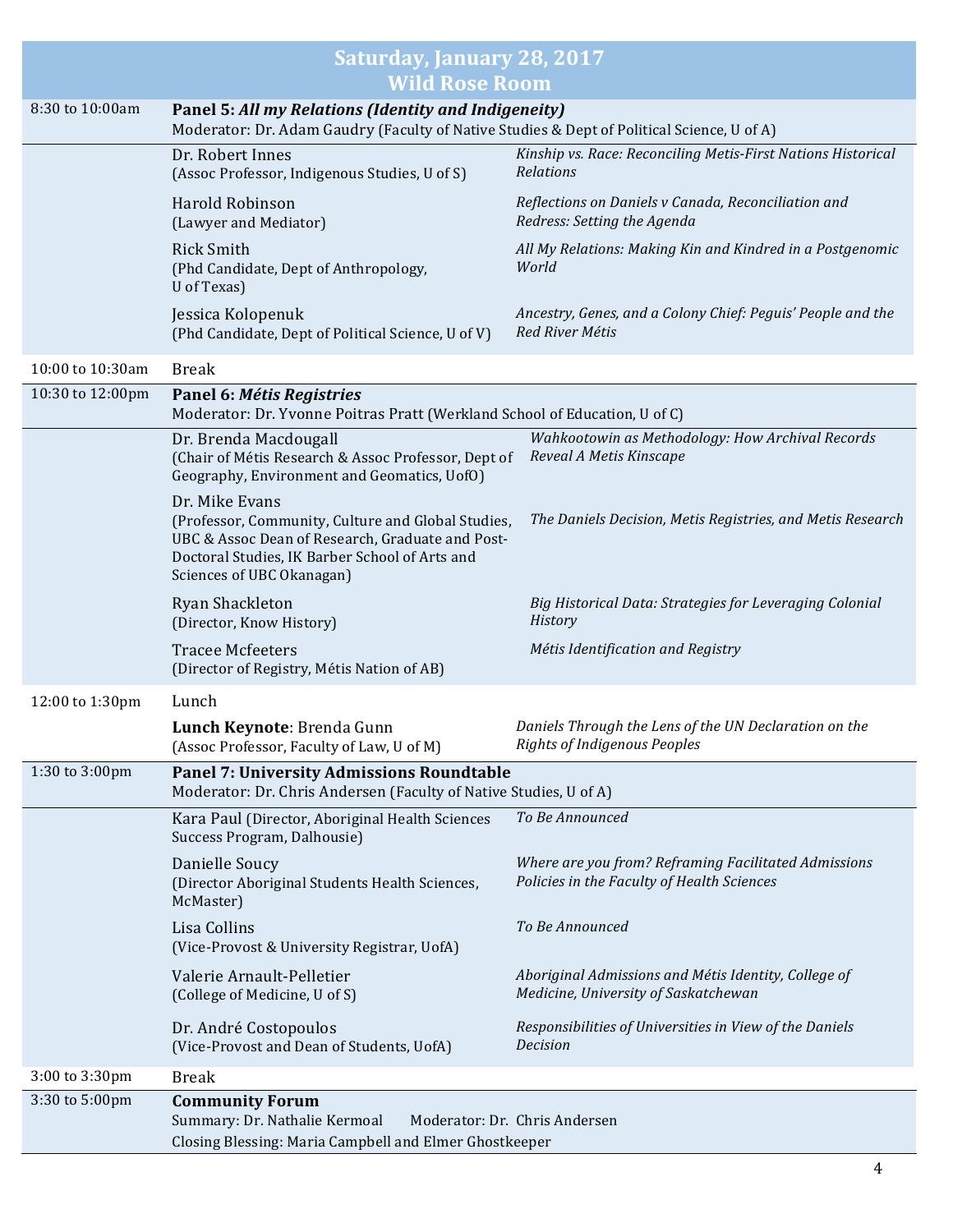## Saturday, January 28, 2017
## Wild Rose Room

| | | |
|---|---|---|
| 8:30 to 10:00am | **Panel 5:** ***All my Relations (Identity and Indigeneity)*** Moderator: Dr. Adam Gaudry (Faculty of Native Studies & Dept of Political Science, U of A) | |
| | Dr. Robert Innes (Assoc Professor, Indigenous Studies, U of S) | *Kinship vs. Race: Reconciling Metis-First Nations Historical Relations* |
| | Harold Robinson (Lawyer and Mediator) | *Reflections on Daniels v Canada, Reconciliation and Redress: Setting the Agenda* |
| | Rick Smith (Phd Candidate, Dept of Anthropology, U of Texas) | *All My Relations: Making Kin and Kindred in a Postgenomic World* |
| | Jessica Kolopenuk (Phd Candidate, Dept of Political Science, U of V) | *Ancestry, Genes, and a Colony Chief: Peguis' People and the Red River Métis* |
| 10:00 to 10:30am | Break | |
| 10:30 to 12:00pm | **Panel 6:** ***Métis Registries*** Moderator: Dr. Yvonne Poitras Pratt (Werkland School of Education, U of C) | |
| | Dr. Brenda Macdougall (Chair of Métis Research & Assoc Professor, Dept of Geography, Environment and Geomatics, UofO) | *Wahkootowin as Methodology: How Archival Records Reveal A Metis Kinscape* |
| | Dr. Mike Evans (Professor, Community, Culture and Global Studies, UBC & Assoc Dean of Research, Graduate and Post-Doctoral Studies, IK Barber School of Arts and Sciences of UBC Okanagan) | *The Daniels Decision, Metis Registries, and Metis Research* |
| | Ryan Shackleton (Director, Know History) | *Big Historical Data: Strategies for Leveraging Colonial History* |
| | Tracee Mcfeeters (Director of Registry, Métis Nation of AB) | *Métis Identification and Registry* |
| 12:00 to 1:30pm | Lunch | |
| | **Lunch Keynote**: Brenda Gunn (Assoc Professor, Faculty of Law, U of M) | *Daniels Through the Lens of the UN Declaration on the Rights of Indigenous Peoples* |
| 1:30 to 3:00pm | **Panel 7: University Admissions Roundtable** Moderator: Dr. Chris Andersen (Faculty of Native Studies, U of A) | |
| | Kara Paul (Director, Aboriginal Health Sciences Success Program, Dalhousie) | *To Be Announced* |
| | Danielle Soucy (Director Aboriginal Students Health Sciences, McMaster) | *Where are you from? Reframing Facilitated Admissions Policies in the Faculty of Health Sciences* |
| | Lisa Collins (Vice-Provost & University Registrar, UofA) | *To Be Announced* |
| | Valerie Arnault-Pelletier (College of Medicine, U of S) | *Aboriginal Admissions and Métis Identity, College of Medicine, University of Saskatchewan* |
| | Dr. André Costopoulos (Vice-Provost and Dean of Students, UofA) | *Responsibilities of Universities in View of the Daniels Decision* |
| 3:00 to 3:30pm | Break | |
| 3:30 to 5:00pm | **Community Forum** Summary: Dr. Nathalie Kermoal Moderator: Dr. Chris Andersen Closing Blessing: Maria Campbell and Elmer Ghostkeeper | |